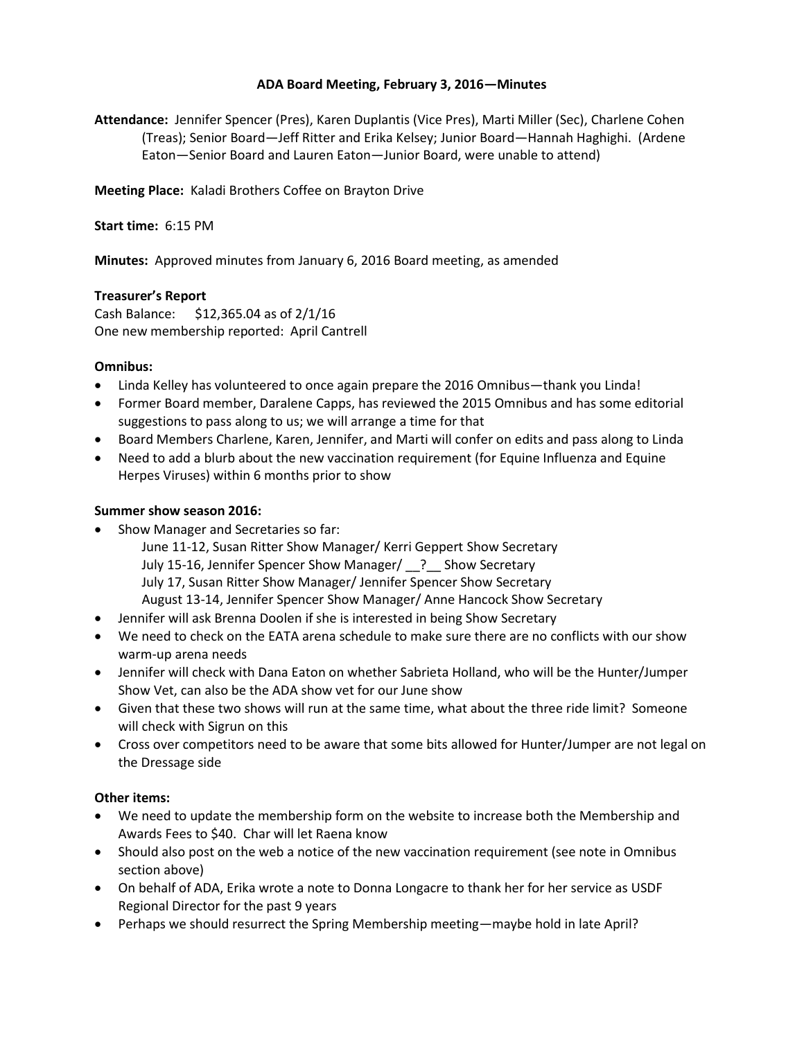# ADA Board Meeting, February 3, 2016—Minutes

**Attendance:** Jennifer Spencer (Pres), Karen Duplantis (Vice Pres), Marti Miller (Sec), Charlene Cohen (Treas); Senior Board—Jeff Ritter and Erika Kelsey; Junior Board—Hannah Haghighi. (Ardene Eaton—Senior Board and Lauren Eaton—Junior Board, were unable to attend)

**Meeting Place:** Kaladi Brothers Coffee on Brayton Drive

**Start time:** 6:15 PM

**Minutes:** Approved minutes from January 6, 2016 Board meeting, as amended

**Treasurer's Report**

Cash Balance: $12,365.04 as of 2/1/16

One new membership reported: April Cantrell

**Omnibus:**

- Linda Kelley has volunteered to once again prepare the 2016 Omnibus—thank you Linda!
- Former Board member, Daralene Capps, has reviewed the 2015 Omnibus and has some editorial suggestions to pass along to us; we will arrange a time for that
- Board Members Charlene, Karen, Jennifer, and Marti will confer on edits and pass along to Linda
- Need to add a blurb about the new vaccination requirement (for Equine Influenza and Equine Herpes Viruses) within 6 months prior to show

**Summer show season 2016:**

- Show Manager and Secretaries so far:
  - June 11-12, Susan Ritter Show Manager/ Kerri Geppert Show Secretary
  - July 15-16, Jennifer Spencer Show Manager/ __?__ Show Secretary
  - July 17, Susan Ritter Show Manager/ Jennifer Spencer Show Secretary
  - August 13-14, Jennifer Spencer Show Manager/ Anne Hancock Show Secretary
- Jennifer will ask Brenna Doolen if she is interested in being Show Secretary
- We need to check on the EATA arena schedule to make sure there are no conflicts with our show warm-up arena needs
- Jennifer will check with Dana Eaton on whether Sabrieta Holland, who will be the Hunter/Jumper Show Vet, can also be the ADA show vet for our June show
- Given that these two shows will run at the same time, what about the three ride limit? Someone will check with Sigrun on this
- Cross over competitors need to be aware that some bits allowed for Hunter/Jumper are not legal on the Dressage side

**Other items:**

- We need to update the membership form on the website to increase both the Membership and Awards Fees to $40. Char will let Raena know
- Should also post on the web a notice of the new vaccination requirement (see note in Omnibus section above)
- On behalf of ADA, Erika wrote a note to Donna Longacre to thank her for her service as USDF Regional Director for the past 9 years
- Perhaps we should resurrect the Spring Membership meeting—maybe hold in late April?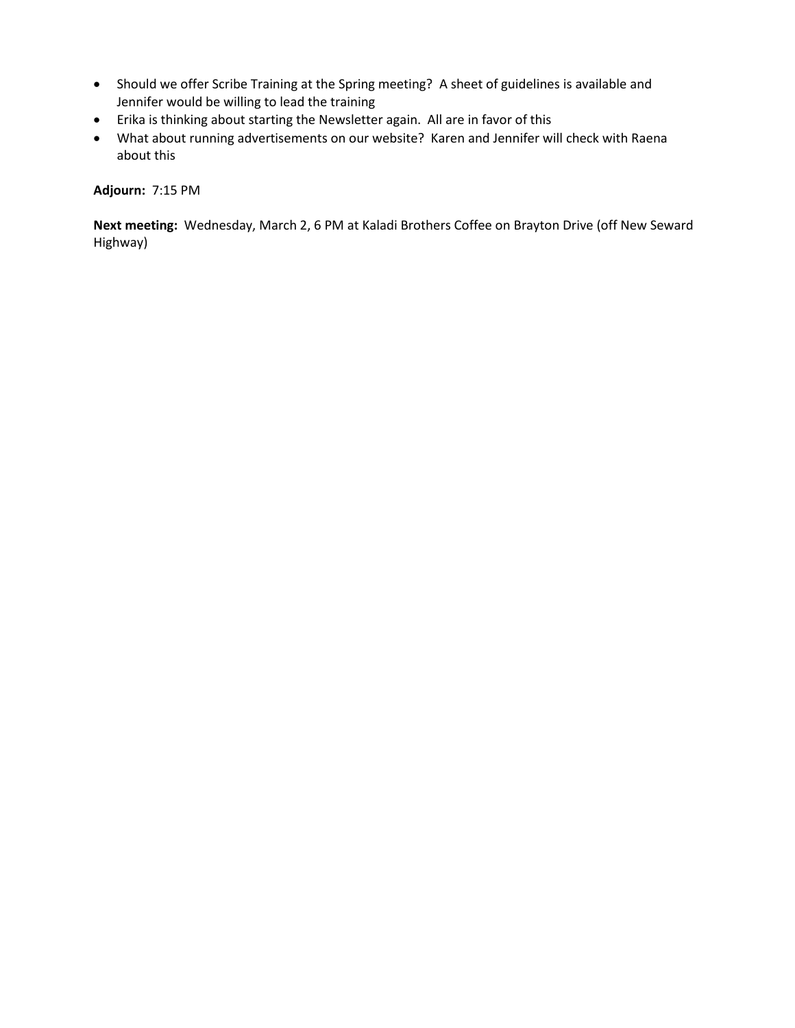- Should we offer Scribe Training at the Spring meeting? A sheet of guidelines is available and Jennifer would be willing to lead the training
- Erika is thinking about starting the Newsletter again. All are in favor of this
- What about running advertisements on our website? Karen and Jennifer will check with Raena about this

**Adjourn:** 7:15 PM

**Next meeting:** Wednesday, March 2, 6 PM at Kaladi Brothers Coffee on Brayton Drive (off New Seward Highway)